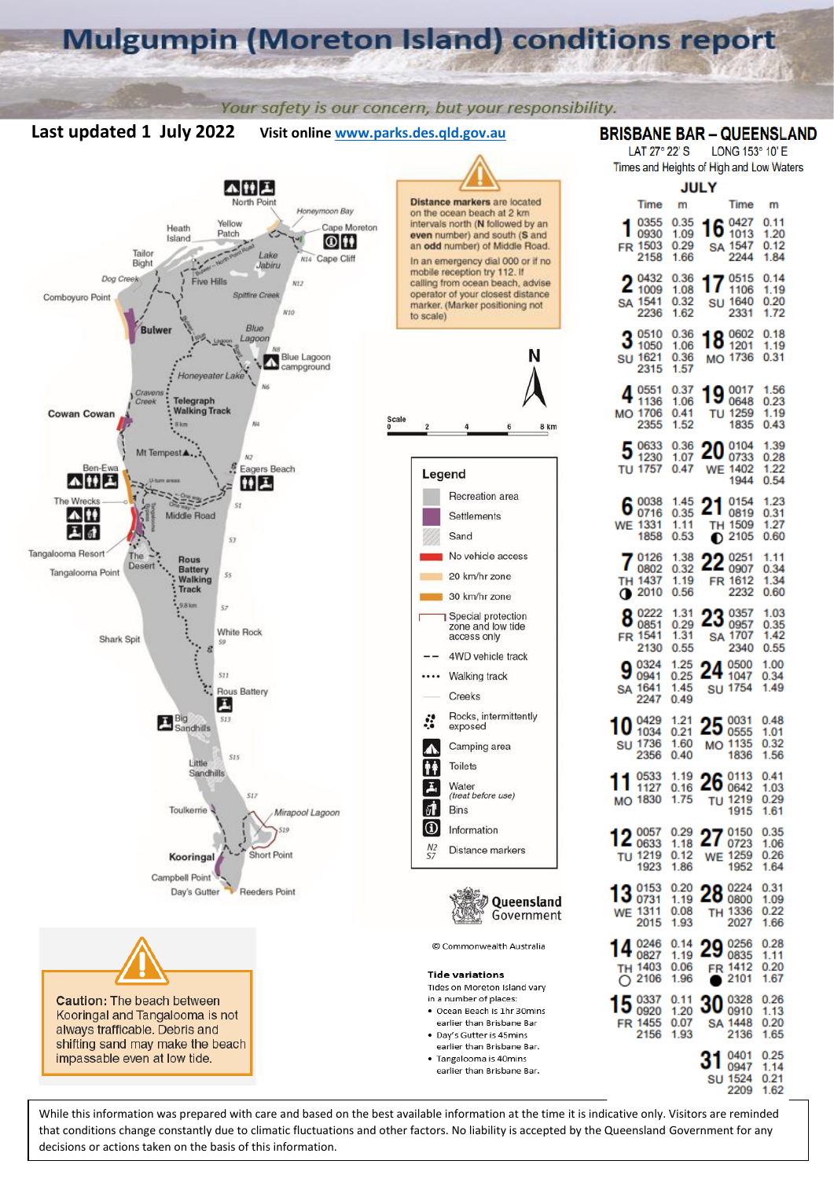# Mulgumpin (Moreton Island) conditions report

*Your safety is our concern, but your responsibility.*

**Last updated 1 July 2022** Visit online [www.parks.des.qld.gov.au](www.parks.des.qld.gov.au)

**Distance markers** are located on the ocean beach at 2 km intervals north (**N** followed by an **even** number) and south (**S** and an **odd** number) of Middle Road.

In an emergency dial 000 or if no mobile reception try 112. If calling from ocean beach, advise operator of your closest distance marker. (Marker positioning not to scale)

North Point, Honeymoon Bay, Heath Island, Yellow Patch, Cape Moreton, Tailor Bight, North Point Road, Lake Jabiru, N14, Cape Cliff, Dog Creek, Five Hills, N12, Comboyuro Point, Spitfire Creek, N10, Bulwer, Blue Lagoon, Lagoon, N8, Blue Lagoon campground, Honeyeater Lake, N6, Cravens Creek, Telegraph Walking Track, 8 km, Cowan Cowan, N4, Mt Tempest, N2, Eagers Beach, Ben-Ewa, U-turn areas, One way, The Wrecks, Middle Road, S1, S3, Tangalooma Resort, The Desert, Rous Battery Walking Track, S5, Tangalooma Point, 9.8 km, S7, Shark Spit, White Rock, S9, S11, Rous Battery, S13, Big Sandhills, S15, Little Sandhills, S17, Toulkerrie, Mirapool Lagoon, S19, Kooringal, Short Point, Campbell Point, Day's Gutter, Reeders Point

Scale 0 2 4 6 8 km

## Legend

- Recreation area
- Settlements
- Sand
- No vehicle access
- 20 km/hr zone
- 30 km/hr zone
- Special protection zone and low tide access only
- 4WD vehicle track
- Walking track
- Creeks
- Rocks, intermittently exposed
- Camping area
- Toilets
- Water (*treat before use*)
- Bins
- Information
- N2 S7 Distance markers

**Caution:** The beach between Kooringal and Tangalooma is not always trafficable. Debris and shifting sand may make the beach impassable even at low tide.

Queensland Government

© Commonwealth Australia

**Tide variations**

Tides on Moreton Island vary in a number of places:

- Ocean Beach is 1hr 30mins earlier than Brisbane Bar
- Day's Gutter is 45mins earlier than Brisbane Bar.
- Tangalooma is 40mins earlier than Brisbane Bar.

## BRISBANE BAR – QUEENSLAND

LAT 27° 22' S LONG 153° 10' E

Times and Heights of High and Low Waters

### JULY

| Day | Time | m | Day | Time | m |
|---|---|---|---|---|---|
| 1 FR | 0355 | 0.35 | 16 SA | 0427 | 0.11 |
| | 0930 | 1.09 | | 1013 | 1.20 |
| | 1503 | 0.29 | | 1547 | 0.12 |
| | 2158 | 1.66 | | 2244 | 1.84 |
| 2 SA | 0432 | 0.36 | 17 SU | 0515 | 0.14 |
| | 1009 | 1.08 | | 1106 | 1.19 |
| | 1541 | 0.32 | | 1640 | 0.20 |
| | 2236 | 1.62 | | 2331 | 1.72 |
| 3 SU | 0510 | 0.36 | 18 MO | 0602 | 0.18 |
| | 1050 | 1.06 | | 1201 | 1.19 |
| | 1621 | 0.36 | | 1736 | 0.31 |
| | 2315 | 1.57 | | | |
| 4 MO | 0551 | 0.37 | 19 TU | 0017 | 1.56 |
| | 1136 | 1.06 | | 0648 | 0.23 |
| | 1706 | 0.41 | | 1259 | 1.19 |
| | 2355 | 1.52 | | 1835 | 0.43 |
| 5 TU | 0633 | 0.36 | 20 WE | 0104 | 1.39 |
| | 1230 | 1.07 | | 0733 | 0.28 |
| | 1757 | 0.47 | | 1402 | 1.22 |
| | | | | 1944 | 0.54 |
| 6 WE | 0038 | 1.45 | 21 TH ◐ | 0154 | 1.23 |
| | 0716 | 0.35 | | 0819 | 0.31 |
| | 1331 | 1.11 | | 1509 | 1.27 |
| | 1858 | 0.53 | | 2105 | 0.60 |
| 7 TH ◑ | 0126 | 1.38 | 22 FR | 0251 | 1.11 |
| | 0802 | 0.32 | | 0907 | 0.34 |
| | 1437 | 1.19 | | 1612 | 1.34 |
| | 2010 | 0.56 | | 2232 | 0.60 |
| 8 FR | 0222 | 1.31 | 23 SA | 0357 | 1.03 |
| | 0851 | 0.29 | | 0957 | 0.35 |
| | 1541 | 1.31 | | 1707 | 1.42 |
| | 2130 | 0.55 | | 2340 | 0.55 |
| 9 SA | 0324 | 1.25 | 24 SU | 0500 | 1.00 |
| | 0941 | 0.25 | | 1047 | 0.34 |
| | 1641 | 1.45 | | 1754 | 1.49 |
| | 2247 | 0.49 | | | |
| 10 SU | 0429 | 1.21 | 25 MO | 0031 | 0.48 |
| | 1034 | 0.21 | | 0555 | 1.01 |
| | 1736 | 1.60 | | 1135 | 0.32 |
| | 2356 | 0.40 | | 1836 | 1.56 |
| 11 MO | 0533 | 1.19 | 26 TU | 0113 | 0.41 |
| | 1127 | 0.16 | | 0642 | 1.03 |
| | 1830 | 1.75 | | 1219 | 0.29 |
| | | | | 1915 | 1.61 |
| 12 TU | 0057 | 0.29 | 27 WE | 0150 | 0.35 |
| | 0633 | 1.18 | | 0723 | 1.06 |
| | 1219 | 0.12 | | 1259 | 0.26 |
| | 1923 | 1.86 | | 1952 | 1.64 |
| 13 WE | 0153 | 0.20 | 28 TH | 0224 | 0.31 |
| | 0731 | 1.19 | | 0800 | 1.09 |
| | 1311 | 0.08 | | 1336 | 0.22 |
| | 2015 | 1.93 | | 2027 | 1.66 |
| 14 TH ○ | 0246 | 0.14 | 29 FR ● | 0256 | 0.28 |
| | 0827 | 1.19 | | 0835 | 1.11 |
| | 1403 | 0.06 | | 1412 | 0.20 |
| | 2106 | 1.96 | | 2101 | 1.67 |
| 15 FR | 0337 | 0.11 | 30 SA | 0328 | 0.26 |
| | 0920 | 1.20 | | 0910 | 1.13 |
| | 1455 | 0.07 | | 1448 | 0.20 |
| | 2156 | 1.93 | | 2136 | 1.65 |
| | | | 31 SU | 0401 | 0.25 |
| | | | | 0947 | 1.14 |
| | | | | 1524 | 0.21 |
| | | | | 2209 | 1.62 |

While this information was prepared with care and based on the best available information at the time it is indicative only. Visitors are reminded that conditions change constantly due to climatic fluctuations and other factors. No liability is accepted by the Queensland Government for any decisions or actions taken on the basis of this information.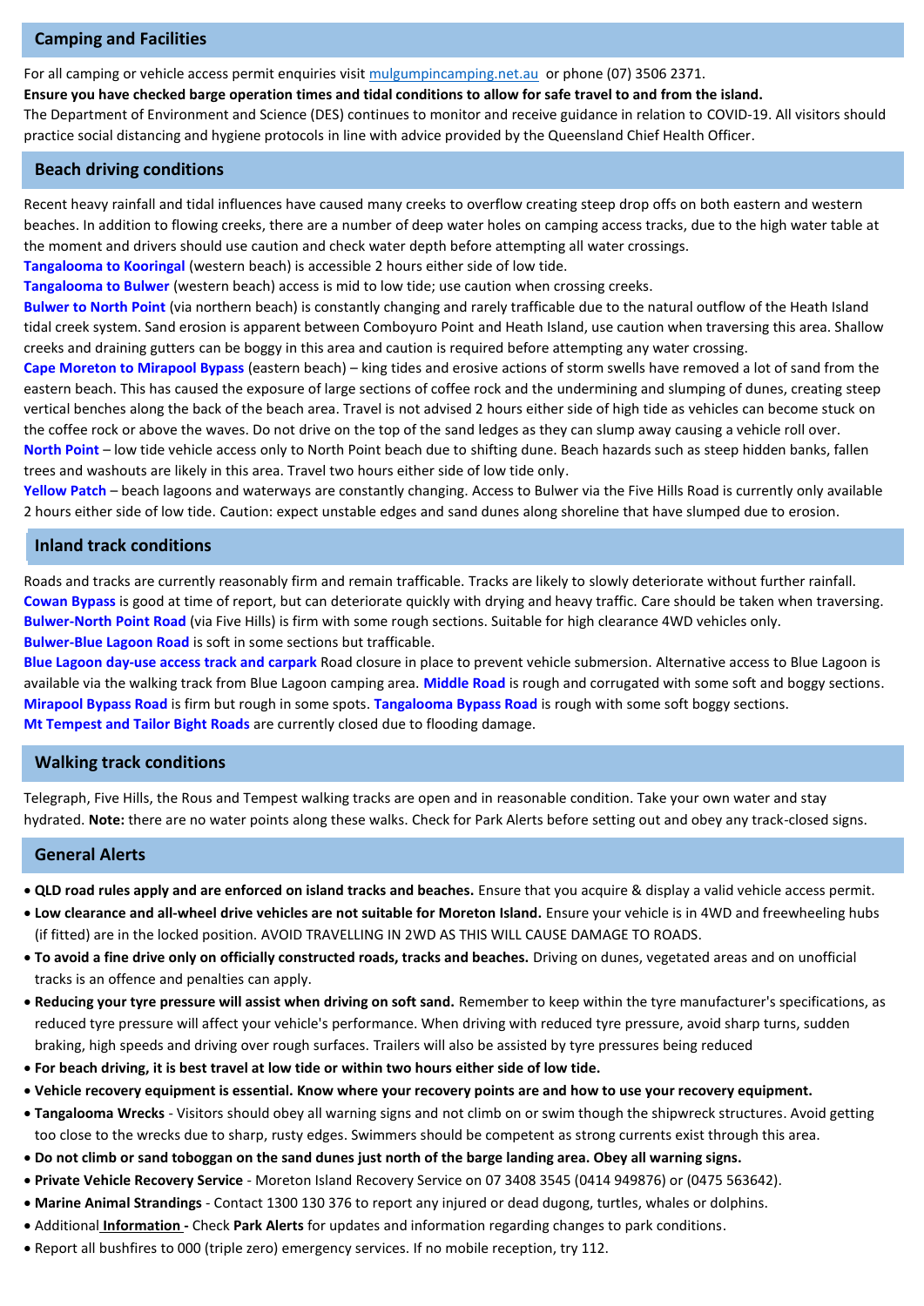## Camping and Facilities

For all camping or vehicle access permit enquiries visit mulgumpincamping.net.au or phone (07) 3506 2371.

**Ensure you have checked barge operation times and tidal conditions to allow for safe travel to and from the island.**

The Department of Environment and Science (DES) continues to monitor and receive guidance in relation to COVID-19. All visitors should practice social distancing and hygiene protocols in line with advice provided by the Queensland Chief Health Officer.

## Beach driving conditions

Recent heavy rainfall and tidal influences have caused many creeks to overflow creating steep drop offs on both eastern and western beaches. In addition to flowing creeks, there are a number of deep water holes on camping access tracks, due to the high water table at the moment and drivers should use caution and check water depth before attempting all water crossings.

**Tangalooma to Kooringal** (western beach) is accessible 2 hours either side of low tide.

**Tangalooma to Bulwer** (western beach) access is mid to low tide; use caution when crossing creeks.

**Bulwer to North Point** (via northern beach) is constantly changing and rarely trafficable due to the natural outflow of the Heath Island tidal creek system. Sand erosion is apparent between Comboyuro Point and Heath Island, use caution when traversing this area. Shallow creeks and draining gutters can be boggy in this area and caution is required before attempting any water crossing.

**Cape Moreton to Mirapool Bypass** (eastern beach) – king tides and erosive actions of storm swells have removed a lot of sand from the eastern beach. This has caused the exposure of large sections of coffee rock and the undermining and slumping of dunes, creating steep vertical benches along the back of the beach area. Travel is not advised 2 hours either side of high tide as vehicles can become stuck on the coffee rock or above the waves. Do not drive on the top of the sand ledges as they can slump away causing a vehicle roll over.

**North Point** – low tide vehicle access only to North Point beach due to shifting dune. Beach hazards such as steep hidden banks, fallen trees and washouts are likely in this area. Travel two hours either side of low tide only.

**Yellow Patch** – beach lagoons and waterways are constantly changing. Access to Bulwer via the Five Hills Road is currently only available 2 hours either side of low tide. Caution: expect unstable edges and sand dunes along shoreline that have slumped due to erosion.

## Inland track conditions

Roads and tracks are currently reasonably firm and remain trafficable. Tracks are likely to slowly deteriorate without further rainfall.

**Cowan Bypass** is good at time of report, but can deteriorate quickly with drying and heavy traffic. Care should be taken when traversing.

**Bulwer-North Point Road** (via Five Hills) is firm with some rough sections. Suitable for high clearance 4WD vehicles only.

**Bulwer-Blue Lagoon Road** is soft in some sections but trafficable.

**Blue Lagoon day-use access track and carpark** Road closure in place to prevent vehicle submersion. Alternative access to Blue Lagoon is available via the walking track from Blue Lagoon camping area. **Middle Road** is rough and corrugated with some soft and boggy sections.

**Mirapool Bypass Road** is firm but rough in some spots. **Tangalooma Bypass Road** is rough with some soft boggy sections.

**Mt Tempest and Tailor Bight Roads** are currently closed due to flooding damage.

## Walking track conditions

Telegraph, Five Hills, the Rous and Tempest walking tracks are open and in reasonable condition. Take your own water and stay hydrated. **Note:** there are no water points along these walks. Check for Park Alerts before setting out and obey any track-closed signs.

## General Alerts

- **QLD road rules apply and are enforced on island tracks and beaches.** Ensure that you acquire & display a valid vehicle access permit.
- **Low clearance and all-wheel drive vehicles are not suitable for Moreton Island.** Ensure your vehicle is in 4WD and freewheeling hubs (if fitted) are in the locked position. AVOID TRAVELLING IN 2WD AS THIS WILL CAUSE DAMAGE TO ROADS.
- **To avoid a fine drive only on officially constructed roads, tracks and beaches.** Driving on dunes, vegetated areas and on unofficial tracks is an offence and penalties can apply.
- **Reducing your tyre pressure will assist when driving on soft sand.** Remember to keep within the tyre manufacturer's specifications, as reduced tyre pressure will affect your vehicle's performance. When driving with reduced tyre pressure, avoid sharp turns, sudden braking, high speeds and driving over rough surfaces. Trailers will also be assisted by tyre pressures being reduced
- **For beach driving, it is best travel at low tide or within two hours either side of low tide.**
- **Vehicle recovery equipment is essential. Know where your recovery points are and how to use your recovery equipment.**
- **Tangalooma Wrecks** - Visitors should obey all warning signs and not climb on or swim though the shipwreck structures. Avoid getting too close to the wrecks due to sharp, rusty edges. Swimmers should be competent as strong currents exist through this area.
- **Do not climb or sand toboggan on the sand dunes just north of the barge landing area. Obey all warning signs.**
- **Private Vehicle Recovery Service** - Moreton Island Recovery Service on 07 3408 3545 (0414 949876) or (0475 563642).
- **Marine Animal Strandings** - Contact 1300 130 376 to report any injured or dead dugong, turtles, whales or dolphins.
- Additional **Information -** Check **Park Alerts** for updates and information regarding changes to park conditions.
- Report all bushfires to 000 (triple zero) emergency services. If no mobile reception, try 112.